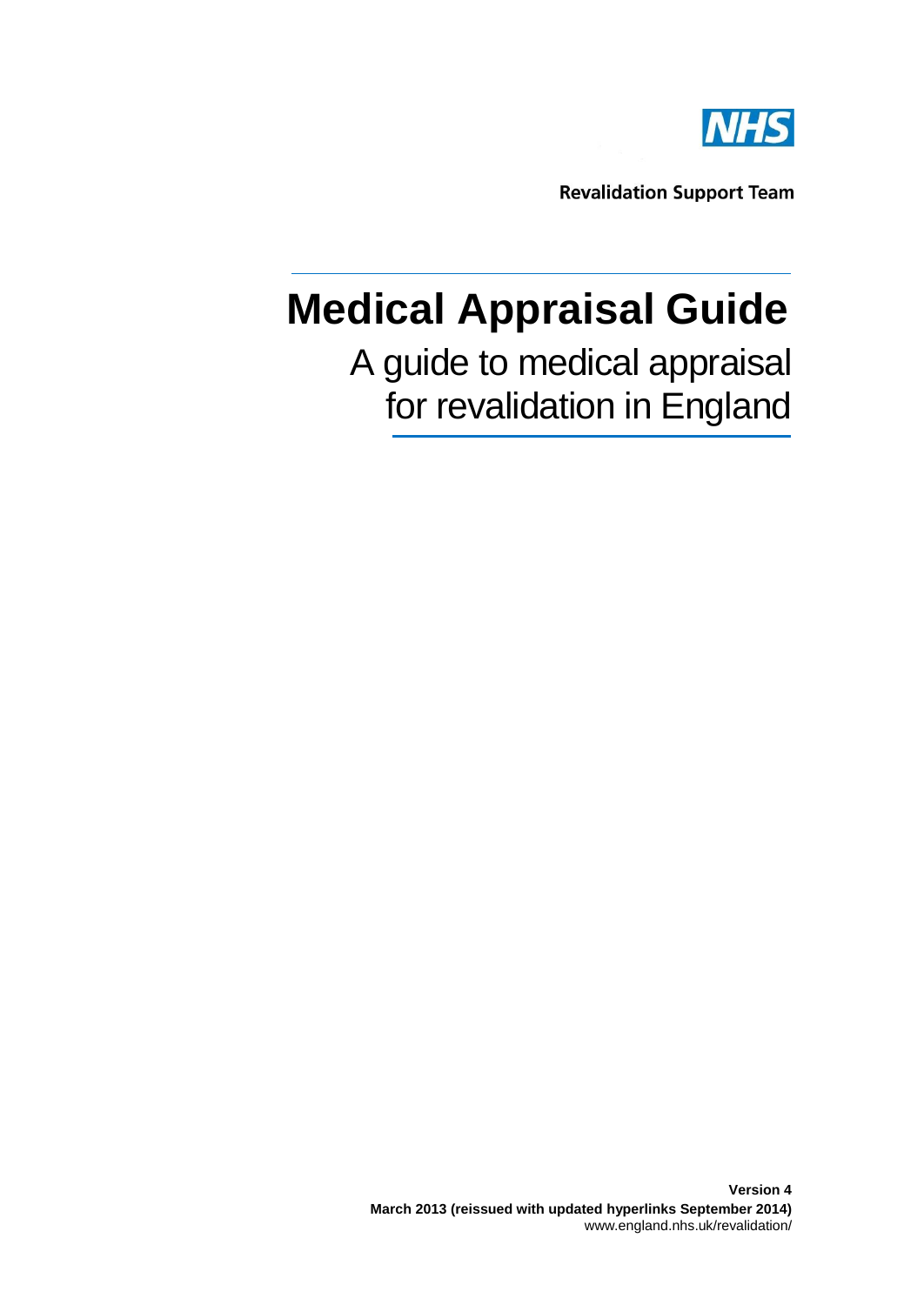NHS

**Revalidation Support Team**

# Medical Appraisal Guide

## A guide to medical appraisal for revalidation in England

**Version 4**
**March 2013 (reissued with updated hyperlinks September 2014)**
www.england.nhs.uk/revalidation/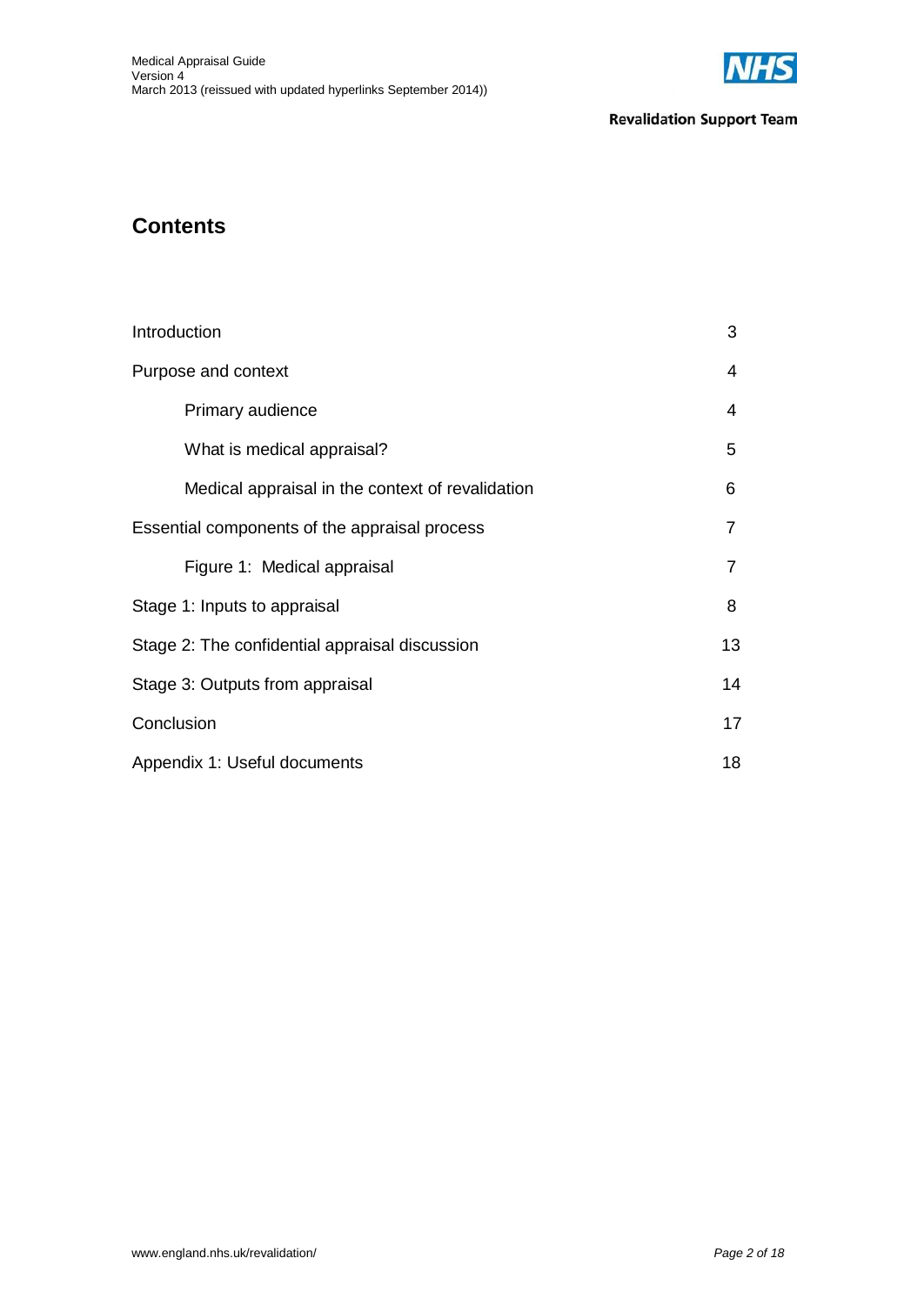## Contents

| | |
|---|---|
| Introduction | 3 |
| Purpose and context | 4 |
| Primary audience | 4 |
| What is medical appraisal? | 5 |
| Medical appraisal in the context of revalidation | 6 |
| Essential components of the appraisal process | 7 |
| Figure 1: Medical appraisal | 7 |
| Stage 1: Inputs to appraisal | 8 |
| Stage 2: The confidential appraisal discussion | 13 |
| Stage 3: Outputs from appraisal | 14 |
| Conclusion | 17 |
| Appendix 1: Useful documents | 18 |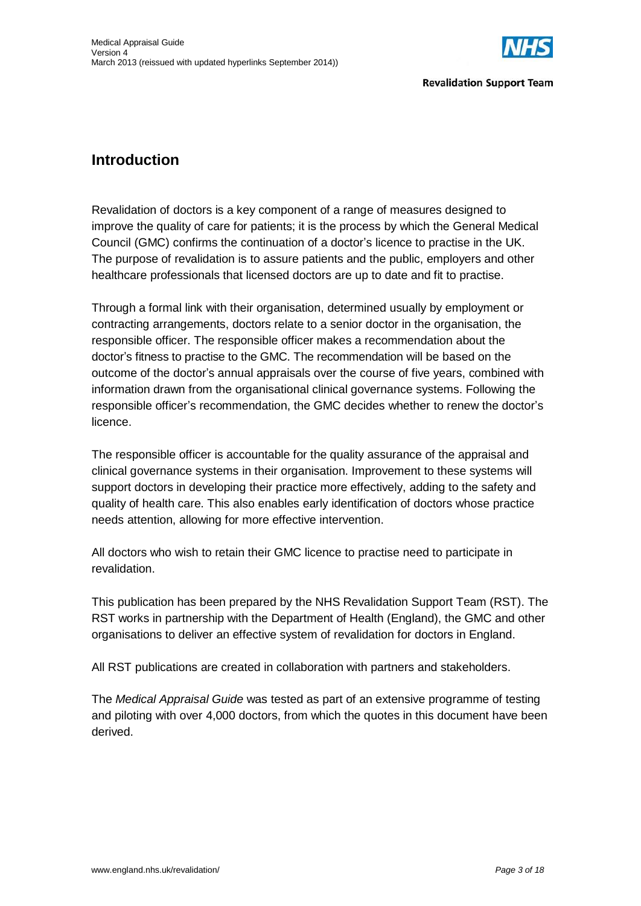## Introduction

Revalidation of doctors is a key component of a range of measures designed to improve the quality of care for patients; it is the process by which the General Medical Council (GMC) confirms the continuation of a doctor's licence to practise in the UK. The purpose of revalidation is to assure patients and the public, employers and other healthcare professionals that licensed doctors are up to date and fit to practise.

Through a formal link with their organisation, determined usually by employment or contracting arrangements, doctors relate to a senior doctor in the organisation, the responsible officer. The responsible officer makes a recommendation about the doctor's fitness to practise to the GMC. The recommendation will be based on the outcome of the doctor's annual appraisals over the course of five years, combined with information drawn from the organisational clinical governance systems. Following the responsible officer's recommendation, the GMC decides whether to renew the doctor's licence.

The responsible officer is accountable for the quality assurance of the appraisal and clinical governance systems in their organisation. Improvement to these systems will support doctors in developing their practice more effectively, adding to the safety and quality of health care. This also enables early identification of doctors whose practice needs attention, allowing for more effective intervention.

All doctors who wish to retain their GMC licence to practise need to participate in revalidation.

This publication has been prepared by the NHS Revalidation Support Team (RST). The RST works in partnership with the Department of Health (England), the GMC and other organisations to deliver an effective system of revalidation for doctors in England.

All RST publications are created in collaboration with partners and stakeholders.

The *Medical Appraisal Guide* was tested as part of an extensive programme of testing and piloting with over 4,000 doctors, from which the quotes in this document have been derived.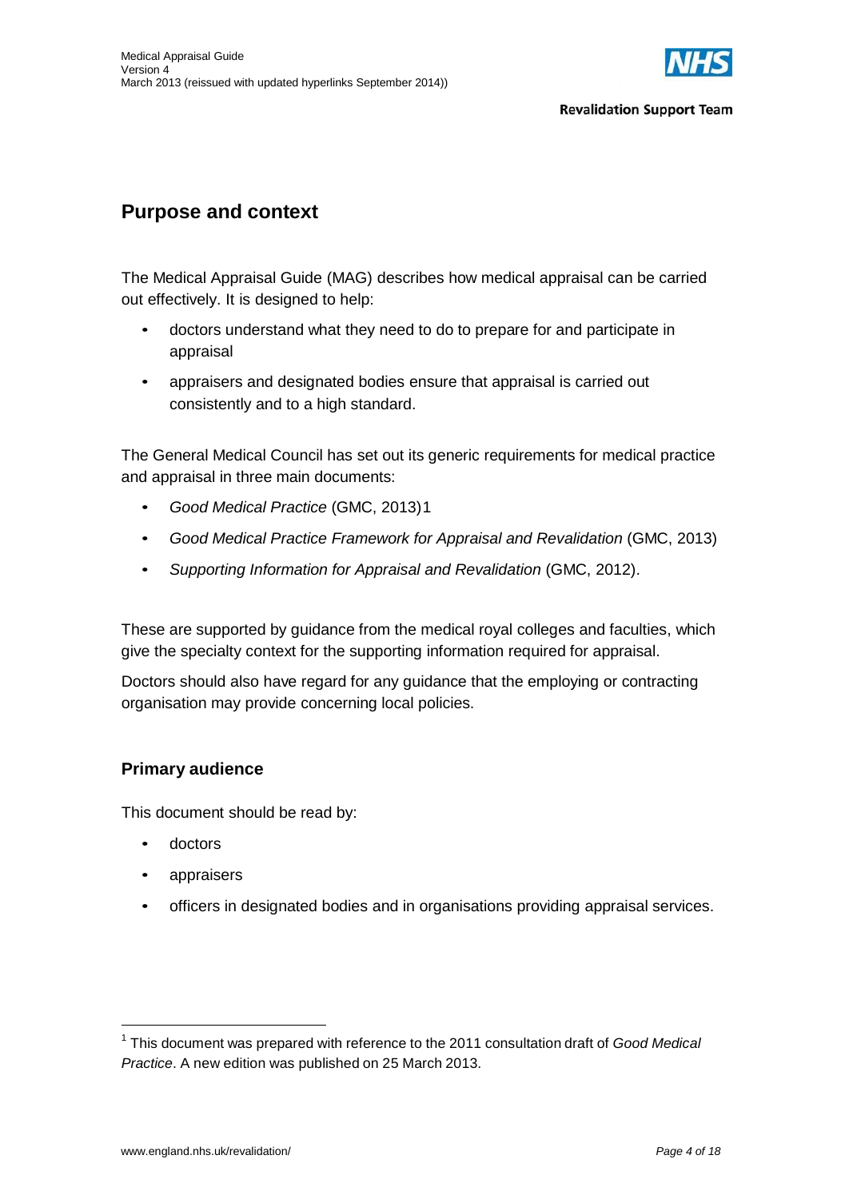## Purpose and context

The Medical Appraisal Guide (MAG) describes how medical appraisal can be carried out effectively. It is designed to help:

- doctors understand what they need to do to prepare for and participate in appraisal
- appraisers and designated bodies ensure that appraisal is carried out consistently and to a high standard.

The General Medical Council has set out its generic requirements for medical practice and appraisal in three main documents:

- *Good Medical Practice* (GMC, 2013)[1]
- *Good Medical Practice Framework for Appraisal and Revalidation* (GMC, 2013)
- *Supporting Information for Appraisal and Revalidation* (GMC, 2012).

These are supported by guidance from the medical royal colleges and faculties, which give the specialty context for the supporting information required for appraisal.

Doctors should also have regard for any guidance that the employing or contracting organisation may provide concerning local policies.

### Primary audience

This document should be read by:

- doctors
- appraisers
- officers in designated bodies and in organisations providing appraisal services.

---

[1] This document was prepared with reference to the 2011 consultation draft of *Good Medical Practice*. A new edition was published on 25 March 2013.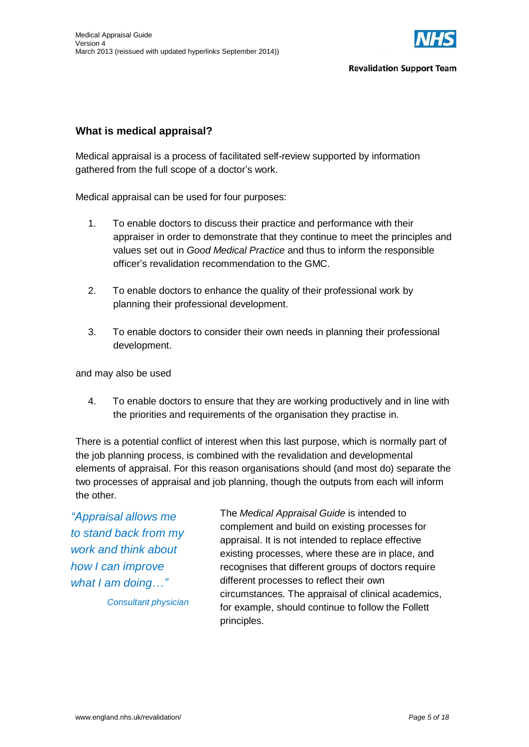## What is medical appraisal?

Medical appraisal is a process of facilitated self-review supported by information gathered from the full scope of a doctor's work.

Medical appraisal can be used for four purposes:

1. To enable doctors to discuss their practice and performance with their appraiser in order to demonstrate that they continue to meet the principles and values set out in *Good Medical Practice* and thus to inform the responsible officer's revalidation recommendation to the GMC.

2. To enable doctors to enhance the quality of their professional work by planning their professional development.

3. To enable doctors to consider their own needs in planning their professional development.

and may also be used

4. To enable doctors to ensure that they are working productively and in line with the priorities and requirements of the organisation they practise in.

There is a potential conflict of interest when this last purpose, which is normally part of the job planning process, is combined with the revalidation and developmental elements of appraisal. For this reason organisations should (and most do) separate the two processes of appraisal and job planning, though the outputs from each will inform the other.

> *"Appraisal allows me to stand back from my work and think about how I can improve what I am doing…"*
>
> *Consultant physician*

The *Medical Appraisal Guide* is intended to complement and build on existing processes for appraisal. It is not intended to replace effective existing processes, where these are in place, and recognises that different groups of doctors require different processes to reflect their own circumstances. The appraisal of clinical academics, for example, should continue to follow the Follett principles.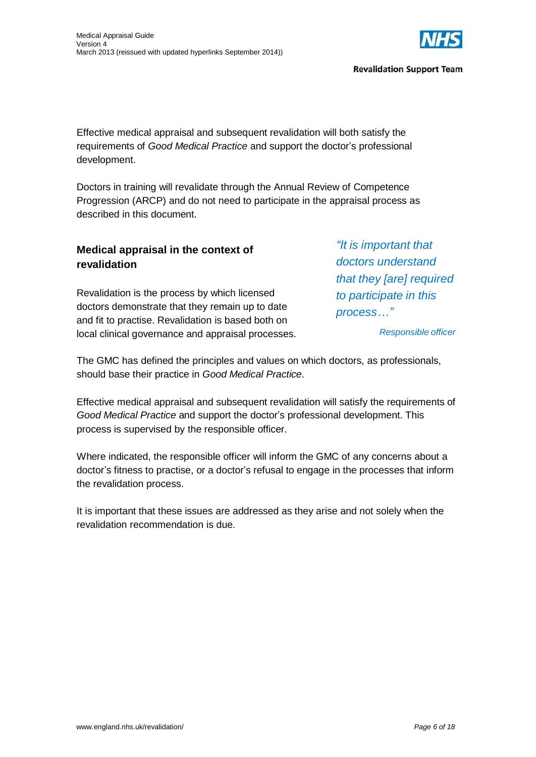Effective medical appraisal and subsequent revalidation will both satisfy the requirements of *Good Medical Practice* and support the doctor's professional development.

Doctors in training will revalidate through the Annual Review of Competence Progression (ARCP) and do not need to participate in the appraisal process as described in this document.

## Medical appraisal in the context of revalidation

*"It is important that doctors understand that they [are] required to participate in this process…"*

*Responsible officer*

Revalidation is the process by which licensed doctors demonstrate that they remain up to date and fit to practise. Revalidation is based both on local clinical governance and appraisal processes.

The GMC has defined the principles and values on which doctors, as professionals, should base their practice in *Good Medical Practice*.

Effective medical appraisal and subsequent revalidation will satisfy the requirements of *Good Medical Practice* and support the doctor's professional development. This process is supervised by the responsible officer.

Where indicated, the responsible officer will inform the GMC of any concerns about a doctor's fitness to practise, or a doctor's refusal to engage in the processes that inform the revalidation process.

It is important that these issues are addressed as they arise and not solely when the revalidation recommendation is due.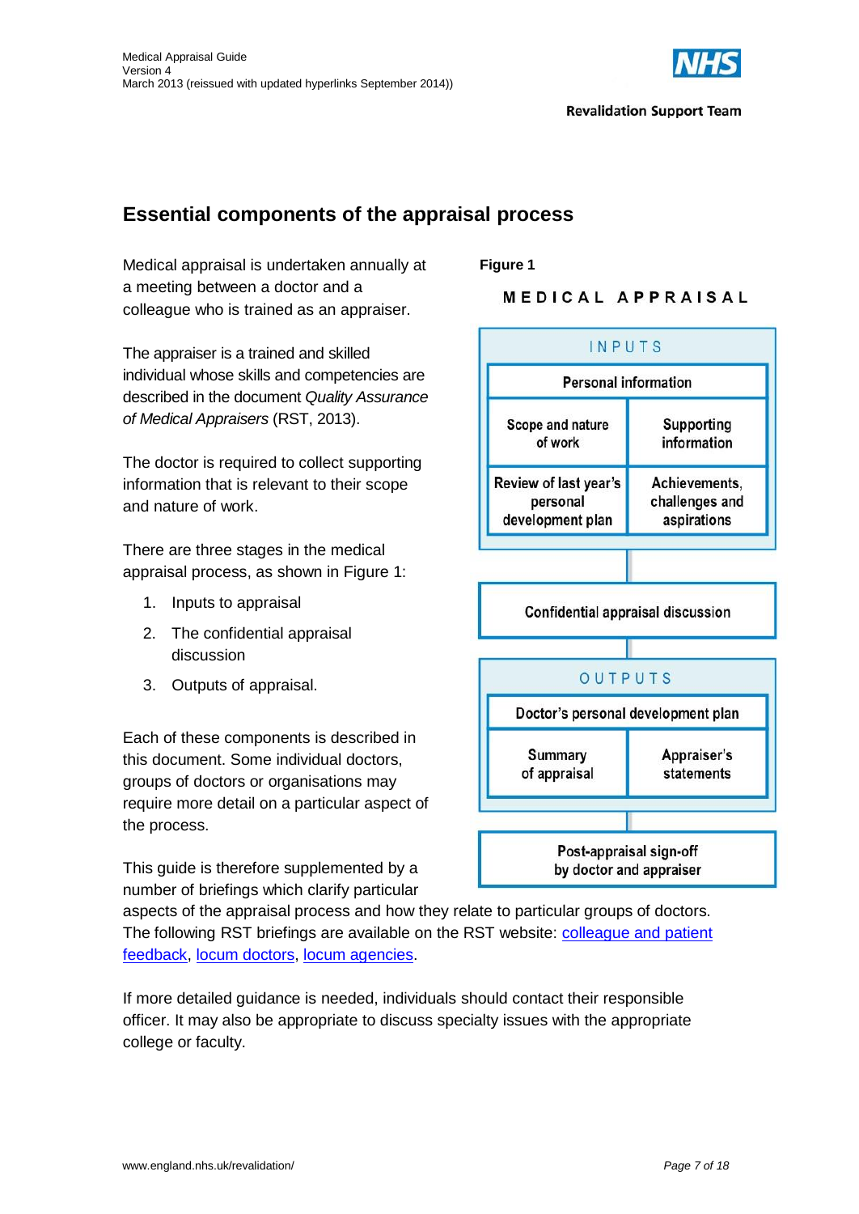## Essential components of the appraisal process

Medical appraisal is undertaken annually at a meeting between a doctor and a colleague who is trained as an appraiser.

The appraiser is a trained and skilled individual whose skills and competencies are described in the document *Quality Assurance of Medical Appraisers* (RST, 2013).

The doctor is required to collect supporting information that is relevant to their scope and nature of work.

There are three stages in the medical appraisal process, as shown in Figure 1:

1. Inputs to appraisal
2. The confidential appraisal discussion
3. Outputs of appraisal.

**Figure 1**

**MEDICAL APPRAISAL**

INPUTS

- Personal information
- Scope and nature of work
- Supporting information
- Review of last year's personal development plan
- Achievements, challenges and aspirations

Confidential appraisal discussion

OUTPUTS

- Doctor's personal development plan
- Summary of appraisal
- Appraiser's statements

Post-appraisal sign-off by doctor and appraiser

Each of these components is described in this document. Some individual doctors, groups of doctors or organisations may require more detail on a particular aspect of the process.

This guide is therefore supplemented by a number of briefings which clarify particular aspects of the appraisal process and how they relate to particular groups of doctors. The following RST briefings are available on the RST website: colleague and patient feedback, locum doctors, locum agencies.

If more detailed guidance is needed, individuals should contact their responsible officer. It may also be appropriate to discuss specialty issues with the appropriate college or faculty.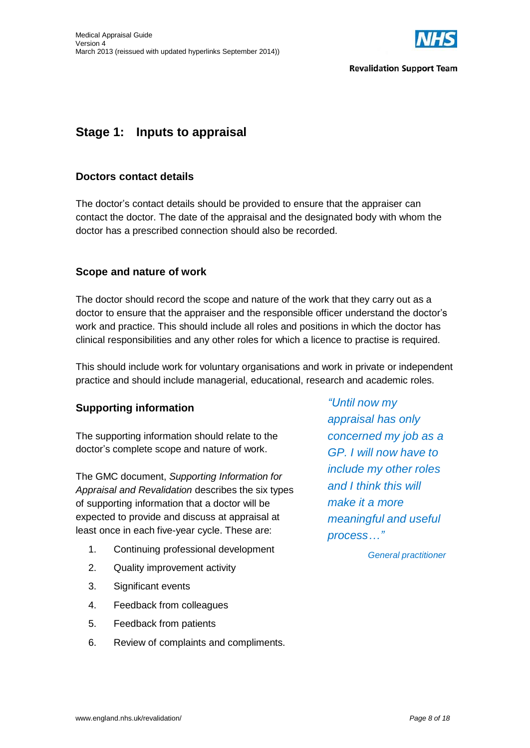## Stage 1: Inputs to appraisal

### Doctors contact details

The doctor's contact details should be provided to ensure that the appraiser can contact the doctor. The date of the appraisal and the designated body with whom the doctor has a prescribed connection should also be recorded.

### Scope and nature of work

The doctor should record the scope and nature of the work that they carry out as a doctor to ensure that the appraiser and the responsible officer understand the doctor's work and practice. This should include all roles and positions in which the doctor has clinical responsibilities and any other roles for which a licence to practise is required.

This should include work for voluntary organisations and work in private or independent practice and should include managerial, educational, research and academic roles.

### Supporting information

The supporting information should relate to the doctor's complete scope and nature of work.

The GMC document, *Supporting Information for Appraisal and Revalidation* describes the six types of supporting information that a doctor will be expected to provide and discuss at appraisal at least once in each five-year cycle. These are:

1. Continuing professional development
2. Quality improvement activity
3. Significant events
4. Feedback from colleagues
5. Feedback from patients
6. Review of complaints and compliments.

> *"Until now my appraisal has only concerned my job as a GP. I will now have to include my other roles and I think this will make it a more meaningful and useful process…"*
>
> *General practitioner*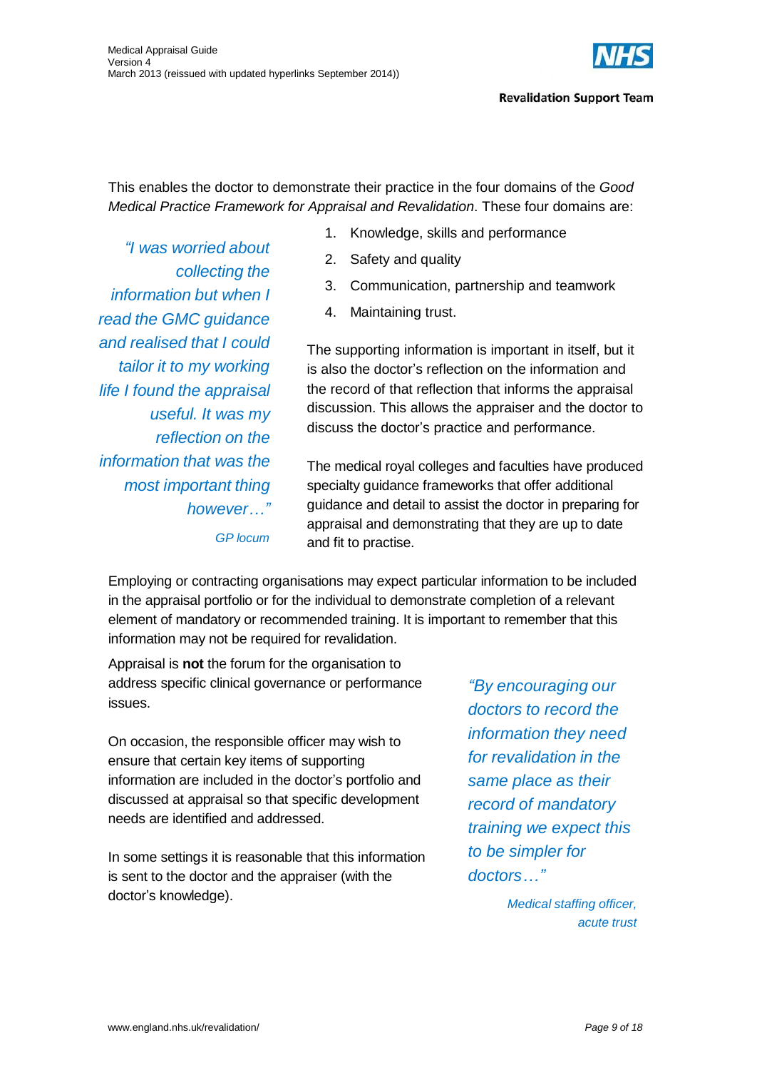This enables the doctor to demonstrate their practice in the four domains of the *Good Medical Practice Framework for Appraisal and Revalidation*. These four domains are:

1. Knowledge, skills and performance
2. Safety and quality
3. Communication, partnership and teamwork
4. Maintaining trust.

> *"I was worried about collecting the information but when I read the GMC guidance and realised that I could tailor it to my working life I found the appraisal useful. It was my reflection on the information that was the most important thing however…"*
>
> *GP locum*

The supporting information is important in itself, but it is also the doctor's reflection on the information and the record of that reflection that informs the appraisal discussion. This allows the appraiser and the doctor to discuss the doctor's practice and performance.

The medical royal colleges and faculties have produced specialty guidance frameworks that offer additional guidance and detail to assist the doctor in preparing for appraisal and demonstrating that they are up to date and fit to practise.

Employing or contracting organisations may expect particular information to be included in the appraisal portfolio or for the individual to demonstrate completion of a relevant element of mandatory or recommended training. It is important to remember that this information may not be required for revalidation.

Appraisal is **not** the forum for the organisation to address specific clinical governance or performance issues.

On occasion, the responsible officer may wish to ensure that certain key items of supporting information are included in the doctor's portfolio and discussed at appraisal so that specific development needs are identified and addressed.

In some settings it is reasonable that this information is sent to the doctor and the appraiser (with the doctor's knowledge).

> *"By encouraging our doctors to record the information they need for revalidation in the same place as their record of mandatory training we expect this to be simpler for doctors…"*
>
> *Medical staffing officer, acute trust*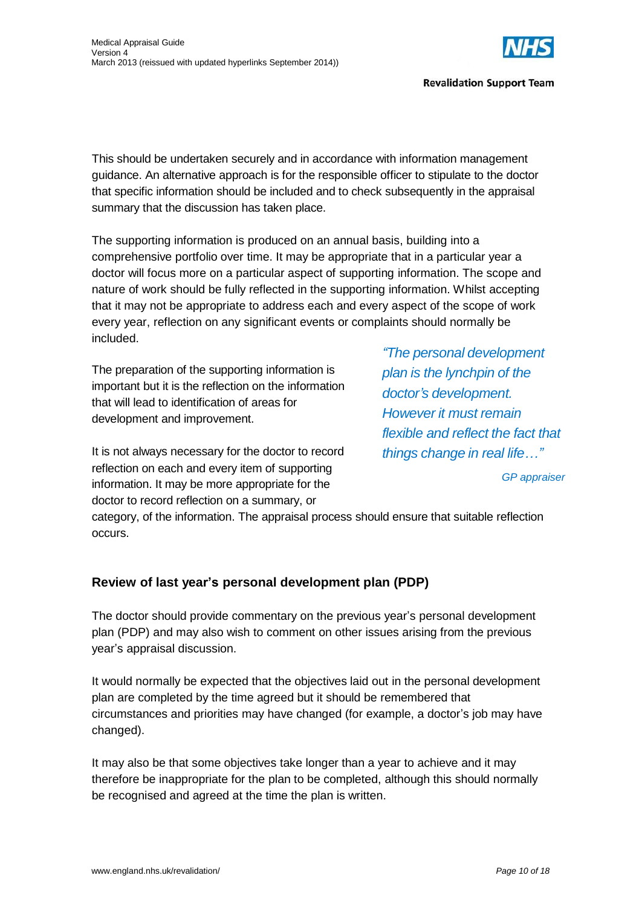This should be undertaken securely and in accordance with information management guidance. An alternative approach is for the responsible officer to stipulate to the doctor that specific information should be included and to check subsequently in the appraisal summary that the discussion has taken place.

The supporting information is produced on an annual basis, building into a comprehensive portfolio over time. It may be appropriate that in a particular year a doctor will focus more on a particular aspect of supporting information. The scope and nature of work should be fully reflected in the supporting information. Whilst accepting that it may not be appropriate to address each and every aspect of the scope of work every year, reflection on any significant events or complaints should normally be included.

The preparation of the supporting information is important but it is the reflection on the information that will lead to identification of areas for development and improvement.

It is not always necessary for the doctor to record reflection on each and every item of supporting information. It may be more appropriate for the doctor to record reflection on a summary, or category, of the information. The appraisal process should ensure that suitable reflection occurs.

> *"The personal development plan is the lynchpin of the doctor's development. However it must remain flexible and reflect the fact that things change in real life…"*
>
> *GP appraiser*

## Review of last year's personal development plan (PDP)

The doctor should provide commentary on the previous year's personal development plan (PDP) and may also wish to comment on other issues arising from the previous year's appraisal discussion.

It would normally be expected that the objectives laid out in the personal development plan are completed by the time agreed but it should be remembered that circumstances and priorities may have changed (for example, a doctor's job may have changed).

It may also be that some objectives take longer than a year to achieve and it may therefore be inappropriate for the plan to be completed, although this should normally be recognised and agreed at the time the plan is written.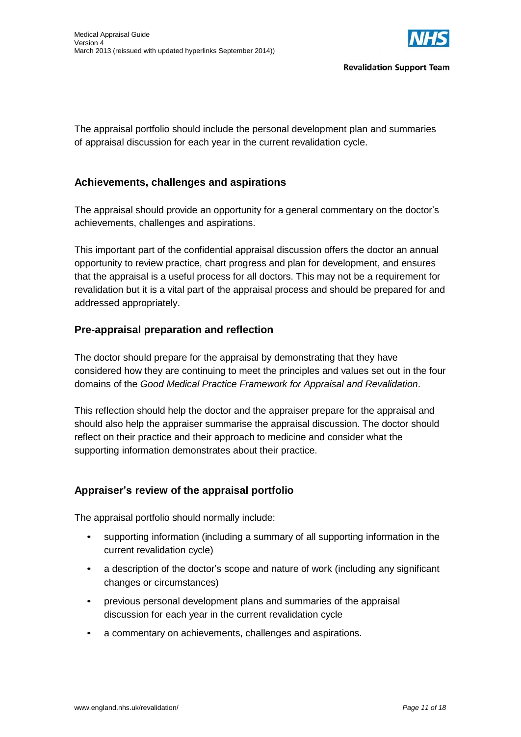The appraisal portfolio should include the personal development plan and summaries of appraisal discussion for each year in the current revalidation cycle.

### Achievements, challenges and aspirations

The appraisal should provide an opportunity for a general commentary on the doctor's achievements, challenges and aspirations.

This important part of the confidential appraisal discussion offers the doctor an annual opportunity to review practice, chart progress and plan for development, and ensures that the appraisal is a useful process for all doctors. This may not be a requirement for revalidation but it is a vital part of the appraisal process and should be prepared for and addressed appropriately.

### Pre-appraisal preparation and reflection

The doctor should prepare for the appraisal by demonstrating that they have considered how they are continuing to meet the principles and values set out in the four domains of the *Good Medical Practice Framework for Appraisal and Revalidation*.

This reflection should help the doctor and the appraiser prepare for the appraisal and should also help the appraiser summarise the appraisal discussion. The doctor should reflect on their practice and their approach to medicine and consider what the supporting information demonstrates about their practice.

### Appraiser's review of the appraisal portfolio

The appraisal portfolio should normally include:

- supporting information (including a summary of all supporting information in the current revalidation cycle)
- a description of the doctor's scope and nature of work (including any significant changes or circumstances)
- previous personal development plans and summaries of the appraisal discussion for each year in the current revalidation cycle
- a commentary on achievements, challenges and aspirations.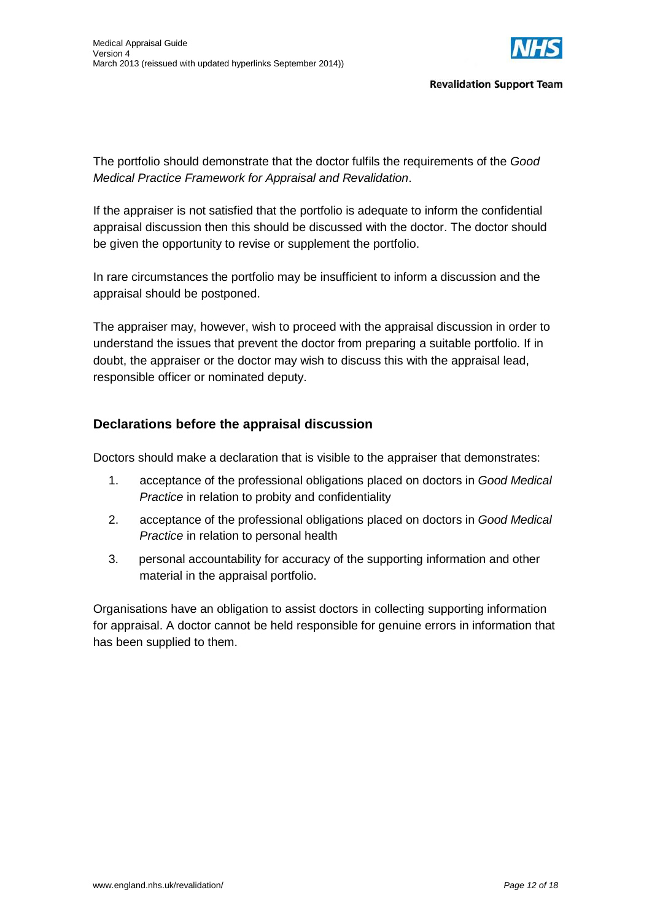The portfolio should demonstrate that the doctor fulfils the requirements of the *Good Medical Practice Framework for Appraisal and Revalidation*.

If the appraiser is not satisfied that the portfolio is adequate to inform the confidential appraisal discussion then this should be discussed with the doctor. The doctor should be given the opportunity to revise or supplement the portfolio.

In rare circumstances the portfolio may be insufficient to inform a discussion and the appraisal should be postponed.

The appraiser may, however, wish to proceed with the appraisal discussion in order to understand the issues that prevent the doctor from preparing a suitable portfolio. If in doubt, the appraiser or the doctor may wish to discuss this with the appraisal lead, responsible officer or nominated deputy.

## Declarations before the appraisal discussion

Doctors should make a declaration that is visible to the appraiser that demonstrates:

1. acceptance of the professional obligations placed on doctors in *Good Medical Practice* in relation to probity and confidentiality
2. acceptance of the professional obligations placed on doctors in *Good Medical Practice* in relation to personal health
3. personal accountability for accuracy of the supporting information and other material in the appraisal portfolio.

Organisations have an obligation to assist doctors in collecting supporting information for appraisal. A doctor cannot be held responsible for genuine errors in information that has been supplied to them.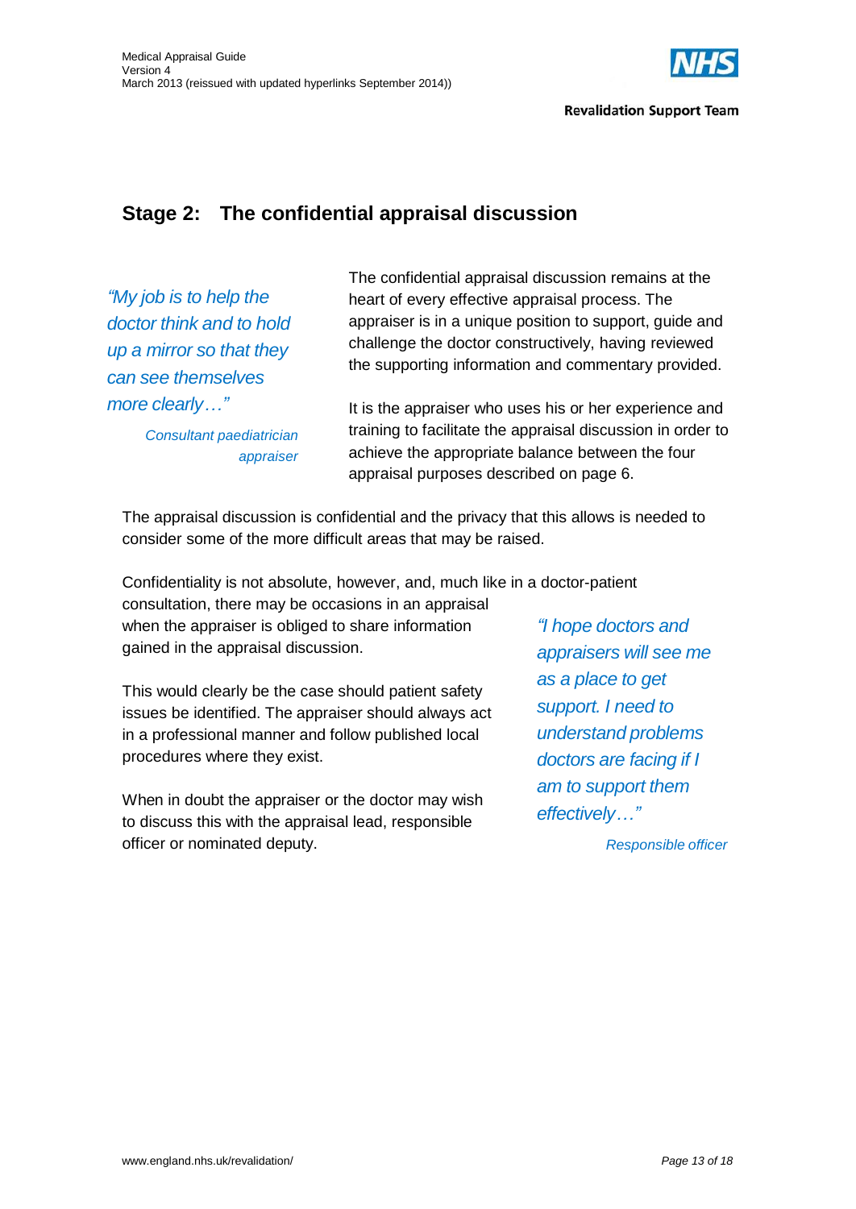## Stage 2: The confidential appraisal discussion

*"My job is to help the doctor think and to hold up a mirror so that they can see themselves more clearly…"*

*Consultant paediatrician appraiser*

The confidential appraisal discussion remains at the heart of every effective appraisal process. The appraiser is in a unique position to support, guide and challenge the doctor constructively, having reviewed the supporting information and commentary provided.

It is the appraiser who uses his or her experience and training to facilitate the appraisal discussion in order to achieve the appropriate balance between the four appraisal purposes described on page 6.

The appraisal discussion is confidential and the privacy that this allows is needed to consider some of the more difficult areas that may be raised.

Confidentiality is not absolute, however, and, much like in a doctor-patient consultation, there may be occasions in an appraisal when the appraiser is obliged to share information gained in the appraisal discussion.

This would clearly be the case should patient safety issues be identified. The appraiser should always act in a professional manner and follow published local procedures where they exist.

When in doubt the appraiser or the doctor may wish to discuss this with the appraisal lead, responsible officer or nominated deputy.

*"I hope doctors and appraisers will see me as a place to get support. I need to understand problems doctors are facing if I am to support them effectively…"*

*Responsible officer*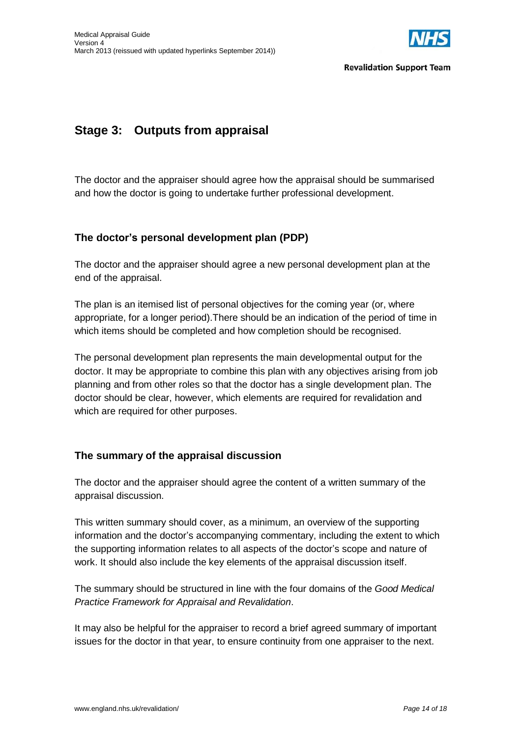## Stage 3: Outputs from appraisal

The doctor and the appraiser should agree how the appraisal should be summarised and how the doctor is going to undertake further professional development.

### The doctor's personal development plan (PDP)

The doctor and the appraiser should agree a new personal development plan at the end of the appraisal.

The plan is an itemised list of personal objectives for the coming year (or, where appropriate, for a longer period).There should be an indication of the period of time in which items should be completed and how completion should be recognised.

The personal development plan represents the main developmental output for the doctor. It may be appropriate to combine this plan with any objectives arising from job planning and from other roles so that the doctor has a single development plan. The doctor should be clear, however, which elements are required for revalidation and which are required for other purposes.

### The summary of the appraisal discussion

The doctor and the appraiser should agree the content of a written summary of the appraisal discussion.

This written summary should cover, as a minimum, an overview of the supporting information and the doctor's accompanying commentary, including the extent to which the supporting information relates to all aspects of the doctor's scope and nature of work. It should also include the key elements of the appraisal discussion itself.

The summary should be structured in line with the four domains of the *Good Medical Practice Framework for Appraisal and Revalidation*.

It may also be helpful for the appraiser to record a brief agreed summary of important issues for the doctor in that year, to ensure continuity from one appraiser to the next.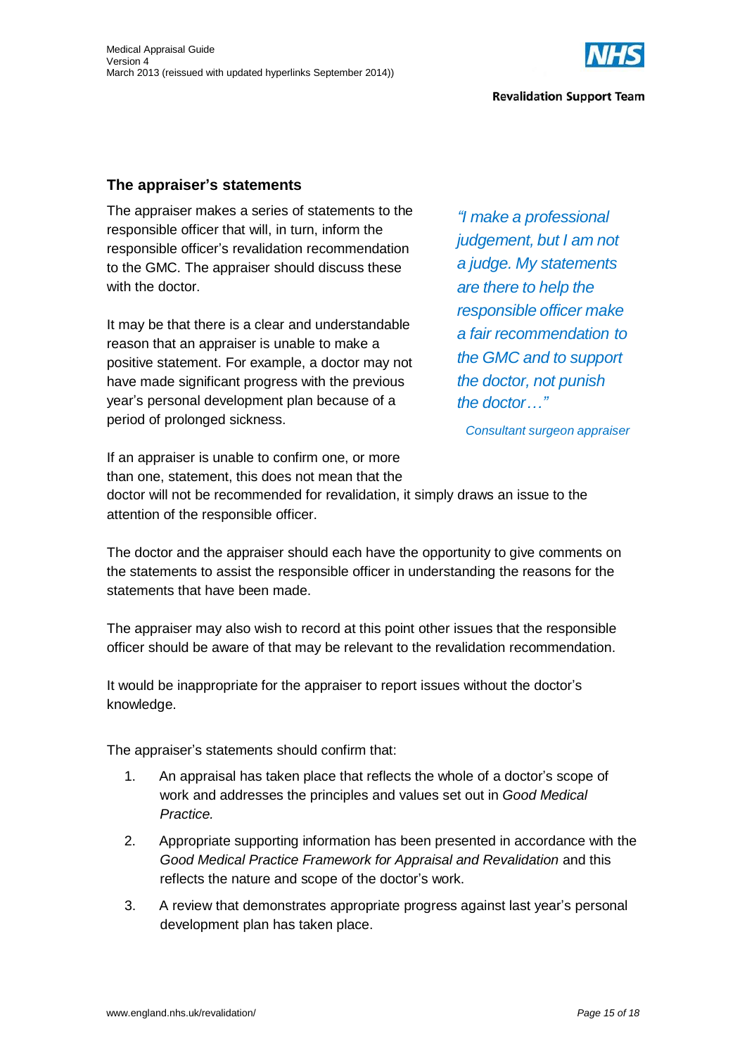## The appraiser's statements

The appraiser makes a series of statements to the responsible officer that will, in turn, inform the responsible officer's revalidation recommendation to the GMC. The appraiser should discuss these with the doctor.

It may be that there is a clear and understandable reason that an appraiser is unable to make a positive statement. For example, a doctor may not have made significant progress with the previous year's personal development plan because of a period of prolonged sickness.

> *"I make a professional judgement, but I am not a judge. My statements are there to help the responsible officer make a fair recommendation to the GMC and to support the doctor, not punish the doctor…"*
>
> Consultant surgeon appraiser

If an appraiser is unable to confirm one, or more than one, statement, this does not mean that the doctor will not be recommended for revalidation, it simply draws an issue to the attention of the responsible officer.

The doctor and the appraiser should each have the opportunity to give comments on the statements to assist the responsible officer in understanding the reasons for the statements that have been made.

The appraiser may also wish to record at this point other issues that the responsible officer should be aware of that may be relevant to the revalidation recommendation.

It would be inappropriate for the appraiser to report issues without the doctor's knowledge.

The appraiser's statements should confirm that:

1. An appraisal has taken place that reflects the whole of a doctor's scope of work and addresses the principles and values set out in *Good Medical Practice.*
2. Appropriate supporting information has been presented in accordance with the *Good Medical Practice Framework for Appraisal and Revalidation* and this reflects the nature and scope of the doctor's work.
3. A review that demonstrates appropriate progress against last year's personal development plan has taken place.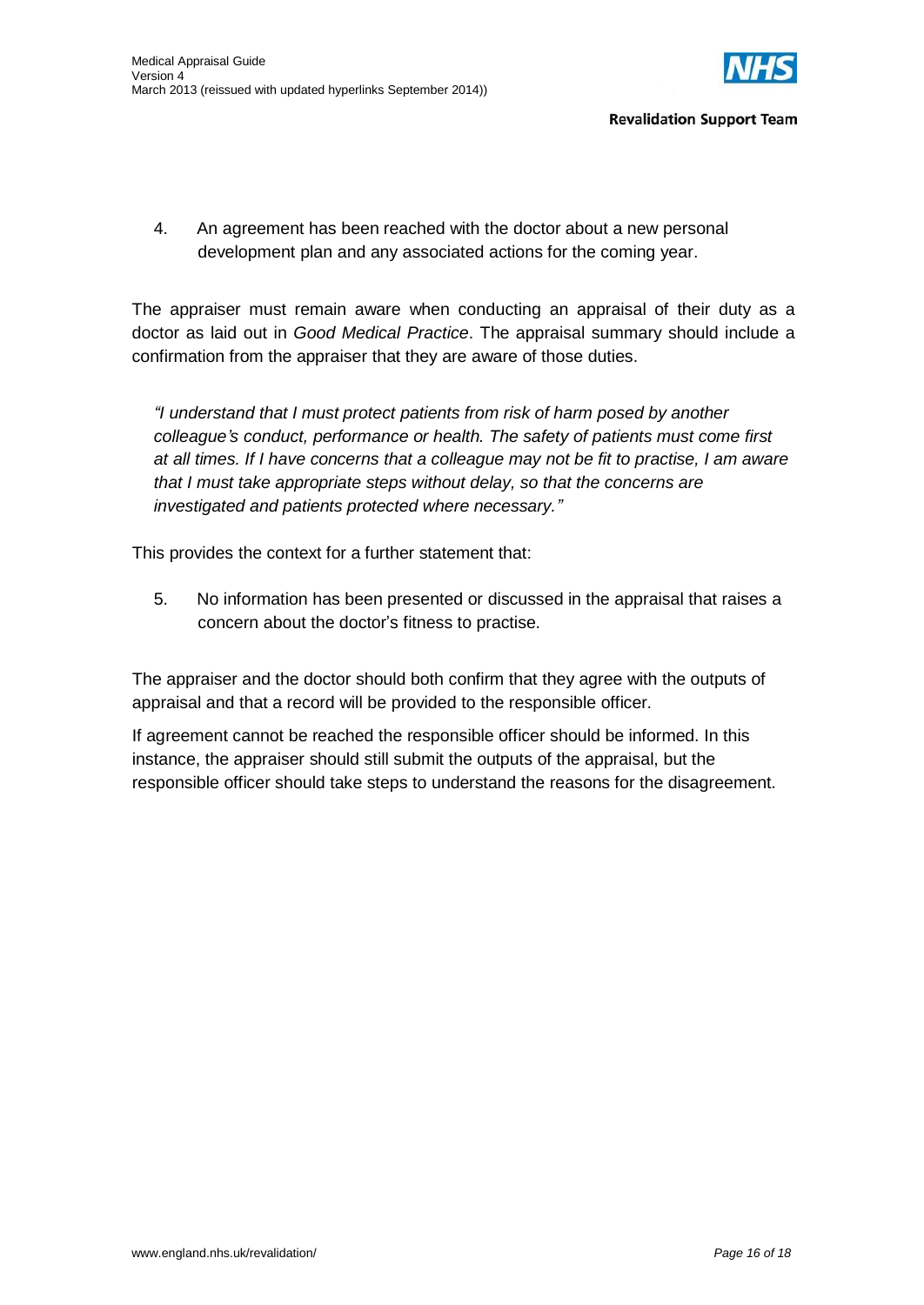4. An agreement has been reached with the doctor about a new personal development plan and any associated actions for the coming year.

The appraiser must remain aware when conducting an appraisal of their duty as a doctor as laid out in *Good Medical Practice*. The appraisal summary should include a confirmation from the appraiser that they are aware of those duties.

> *"I understand that I must protect patients from risk of harm posed by another colleague's conduct, performance or health. The safety of patients must come first at all times. If I have concerns that a colleague may not be fit to practise, I am aware that I must take appropriate steps without delay, so that the concerns are investigated and patients protected where necessary."*

This provides the context for a further statement that:

5. No information has been presented or discussed in the appraisal that raises a concern about the doctor's fitness to practise.

The appraiser and the doctor should both confirm that they agree with the outputs of appraisal and that a record will be provided to the responsible officer.

If agreement cannot be reached the responsible officer should be informed. In this instance, the appraiser should still submit the outputs of the appraisal, but the responsible officer should take steps to understand the reasons for the disagreement.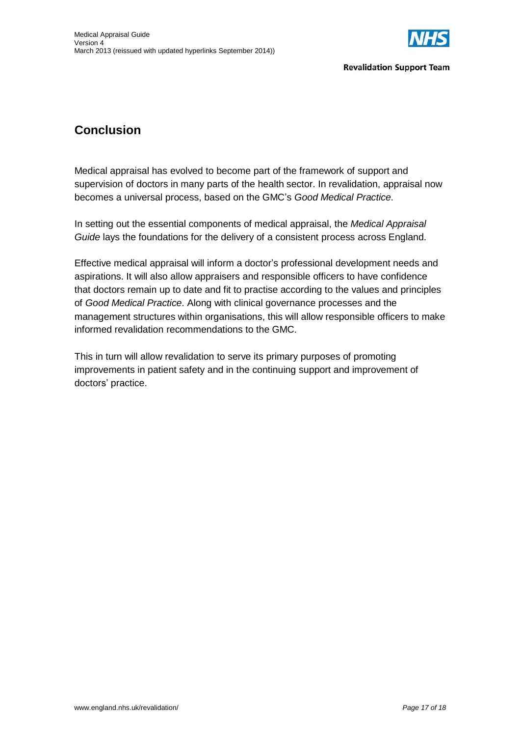## Conclusion

Medical appraisal has evolved to become part of the framework of support and supervision of doctors in many parts of the health sector. In revalidation, appraisal now becomes a universal process, based on the GMC's *Good Medical Practice*.

In setting out the essential components of medical appraisal, the *Medical Appraisal Guide* lays the foundations for the delivery of a consistent process across England.

Effective medical appraisal will inform a doctor's professional development needs and aspirations. It will also allow appraisers and responsible officers to have confidence that doctors remain up to date and fit to practise according to the values and principles of *Good Medical Practice*. Along with clinical governance processes and the management structures within organisations, this will allow responsible officers to make informed revalidation recommendations to the GMC.

This in turn will allow revalidation to serve its primary purposes of promoting improvements in patient safety and in the continuing support and improvement of doctors' practice.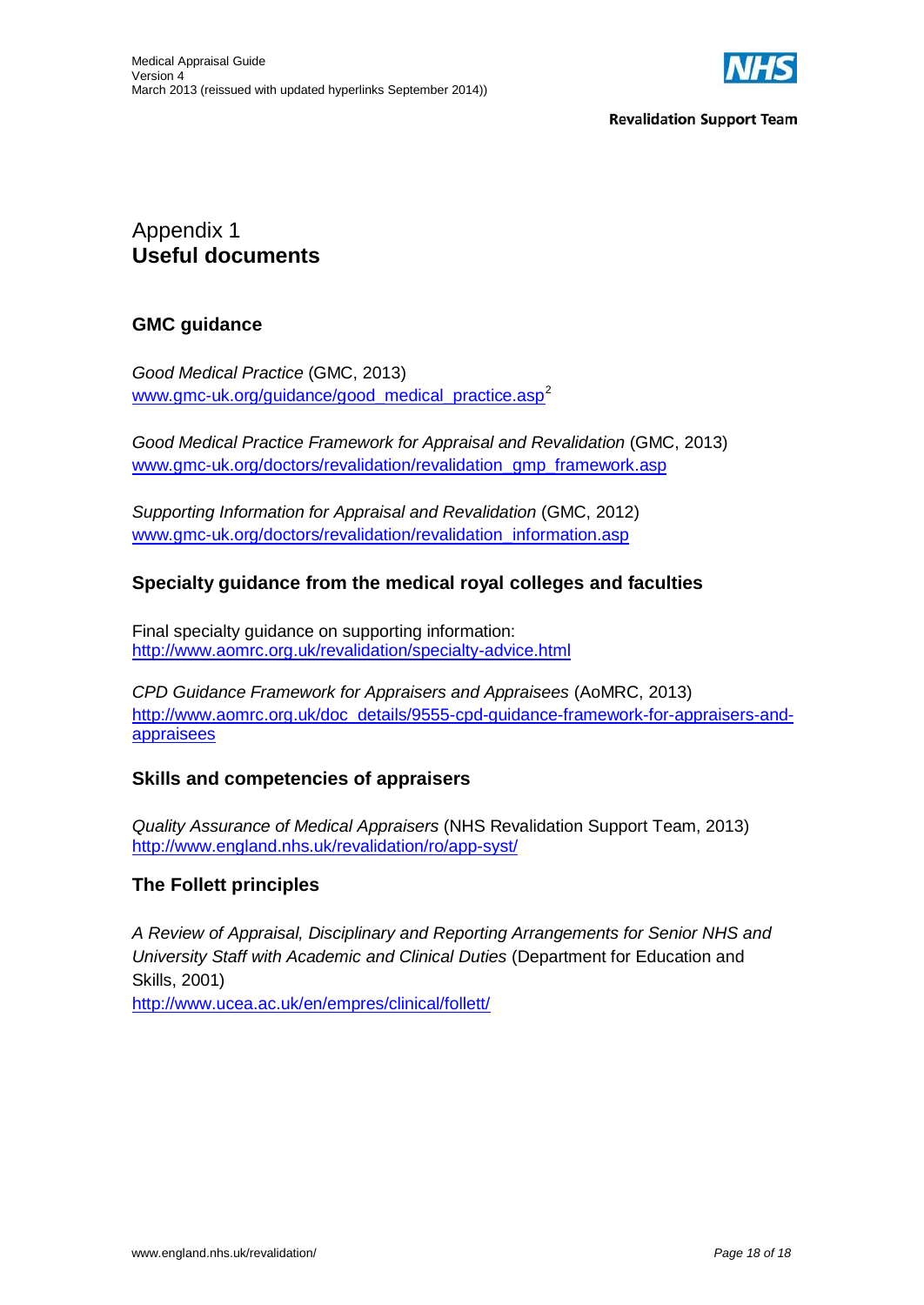# Appendix 1
# Useful documents

## GMC guidance

*Good Medical Practice* (GMC, 2013)
www.gmc-uk.org/guidance/good_medical_practice.asp[2]

*Good Medical Practice Framework for Appraisal and Revalidation* (GMC, 2013)
www.gmc-uk.org/doctors/revalidation/revalidation_gmp_framework.asp

*Supporting Information for Appraisal and Revalidation* (GMC, 2012)
www.gmc-uk.org/doctors/revalidation/revalidation_information.asp

## Specialty guidance from the medical royal colleges and faculties

Final specialty guidance on supporting information:
http://www.aomrc.org.uk/revalidation/specialty-advice.html

*CPD Guidance Framework for Appraisers and Appraisees* (AoMRC, 2013)
http://www.aomrc.org.uk/doc_details/9555-cpd-guidance-framework-for-appraisers-and-appraisees

## Skills and competencies of appraisers

*Quality Assurance of Medical Appraisers* (NHS Revalidation Support Team, 2013)
http://www.england.nhs.uk/revalidation/ro/app-syst/

## The Follett principles

*A Review of Appraisal, Disciplinary and Reporting Arrangements for Senior NHS and University Staff with Academic and Clinical Duties* (Department for Education and Skills, 2001)
http://www.ucea.ac.uk/en/empres/clinical/follett/